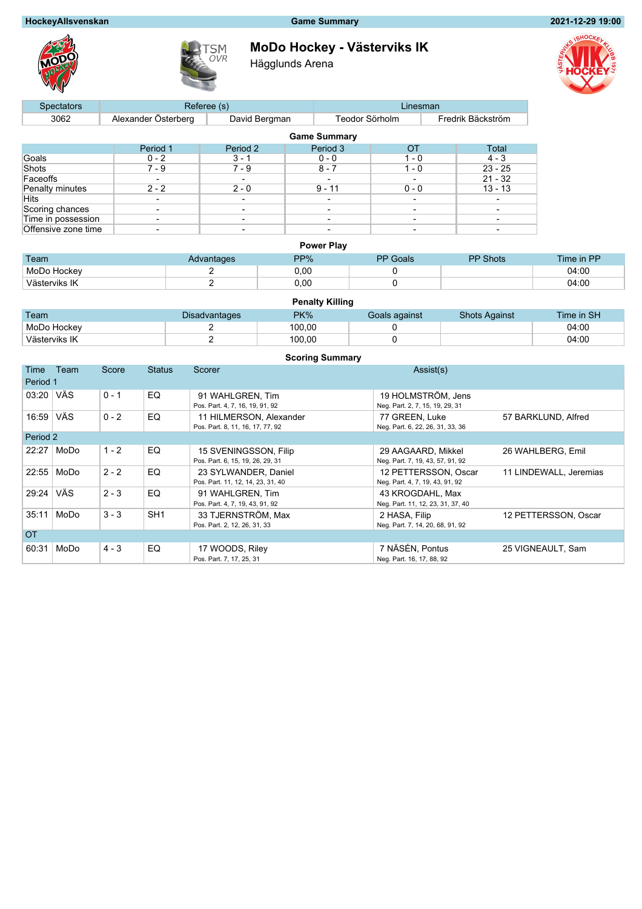**HockeyAllsvenskan** | **Game Summary** | **2021-12-29 19:00**

# MoDo Hockey - Västerviks IK

Hägglunds Arena

| Spectators | Referee (s) | | Linesman | |
|---|---|---|---|---|
| 3062 | Alexander Österberg | David Bergman | Teodor Sörholm | Fredrik Bäckström |

## Game Summary

| | Period 1 | Period 2 | Period 3 | OT | Total |
|---|---|---|---|---|---|
| Goals | 0 - 2 | 3 - 1 | 0 - 0 | 1 - 0 | 4 - 3 |
| Shots | 7 - 9 | 7 - 9 | 8 - 7 | 1 - 0 | 23 - 25 |
| Faceoffs | - | - | - | - | 21 - 32 |
| Penalty minutes | 2 - 2 | 2 - 0 | 9 - 11 | 0 - 0 | 13 - 13 |
| Hits | - | - | - | - | - |
| Scoring chances | - | - | - | - | - |
| Time in possession | - | - | - | - | - |
| Offensive zone time | - | - | - | - | - |

## Power Play

| Team | Advantages | PP% | PP Goals | PP Shots | Time in PP |
|---|---|---|---|---|---|
| MoDo Hockey | 2 | 0,00 | 0 | | 04:00 |
| Västerviks IK | 2 | 0,00 | 0 | | 04:00 |

## Penalty Killing

| Team | Disadvantages | PK% | Goals against | Shots Against | Time in SH |
|---|---|---|---|---|---|
| MoDo Hockey | 2 | 100,00 | 0 | | 04:00 |
| Västerviks IK | 2 | 100,00 | 0 | | 04:00 |

## Scoring Summary

| Time | Team | Score | Status | Scorer | Assist(s) | |
|---|---|---|---|---|---|---|
| **Period 1** | | | | | | |
| 03:20 | VÄS | 0 - 1 | EQ | 91 WAHLGREN, Tim<br>Pos. Part. 4, 7, 16, 19, 91, 92 | 19 HOLMSTRÖM, Jens<br>Neg. Part. 2, 7, 15, 19, 29, 31 | |
| 16:59 | VÄS | 0 - 2 | EQ | 11 HILMERSON, Alexander<br>Pos. Part. 8, 11, 16, 17, 77, 92 | 77 GREEN, Luke<br>Neg. Part. 6, 22, 26, 31, 33, 36 | 57 BARKLUND, Alfred |
| **Period 2** | | | | | | |
| 22:27 | MoDo | 1 - 2 | EQ | 15 SVENINGSSON, Filip<br>Pos. Part. 6, 15, 19, 26, 29, 31 | 29 AAGAARD, Mikkel<br>Neg. Part. 7, 19, 43, 57, 91, 92 | 26 WAHLBERG, Emil |
| 22:55 | MoDo | 2 - 2 | EQ | 23 SYLWANDER, Daniel<br>Pos. Part. 11, 12, 14, 23, 31, 40 | 12 PETTERSSON, Oscar<br>Neg. Part. 4, 7, 19, 43, 91, 92 | 11 LINDEWALL, Jeremias |
| 29:24 | VÄS | 2 - 3 | EQ | 91 WAHLGREN, Tim<br>Pos. Part. 4, 7, 19, 43, 91, 92 | 43 KROGDAHL, Max<br>Neg. Part. 11, 12, 23, 31, 37, 40 | |
| 35:11 | MoDo | 3 - 3 | SH1 | 33 TJERNSTRÖM, Max<br>Pos. Part. 2, 12, 26, 31, 33 | 2 HASA, Filip<br>Neg. Part. 7, 14, 20, 68, 91, 92 | 12 PETTERSSON, Oscar |
| **OT** | | | | | | |
| 60:31 | MoDo | 4 - 3 | EQ | 17 WOODS, Riley<br>Pos. Part. 7, 17, 25, 31 | 7 NÄSÉN, Pontus<br>Neg. Part. 16, 17, 88, 92 | 25 VIGNEAULT, Sam |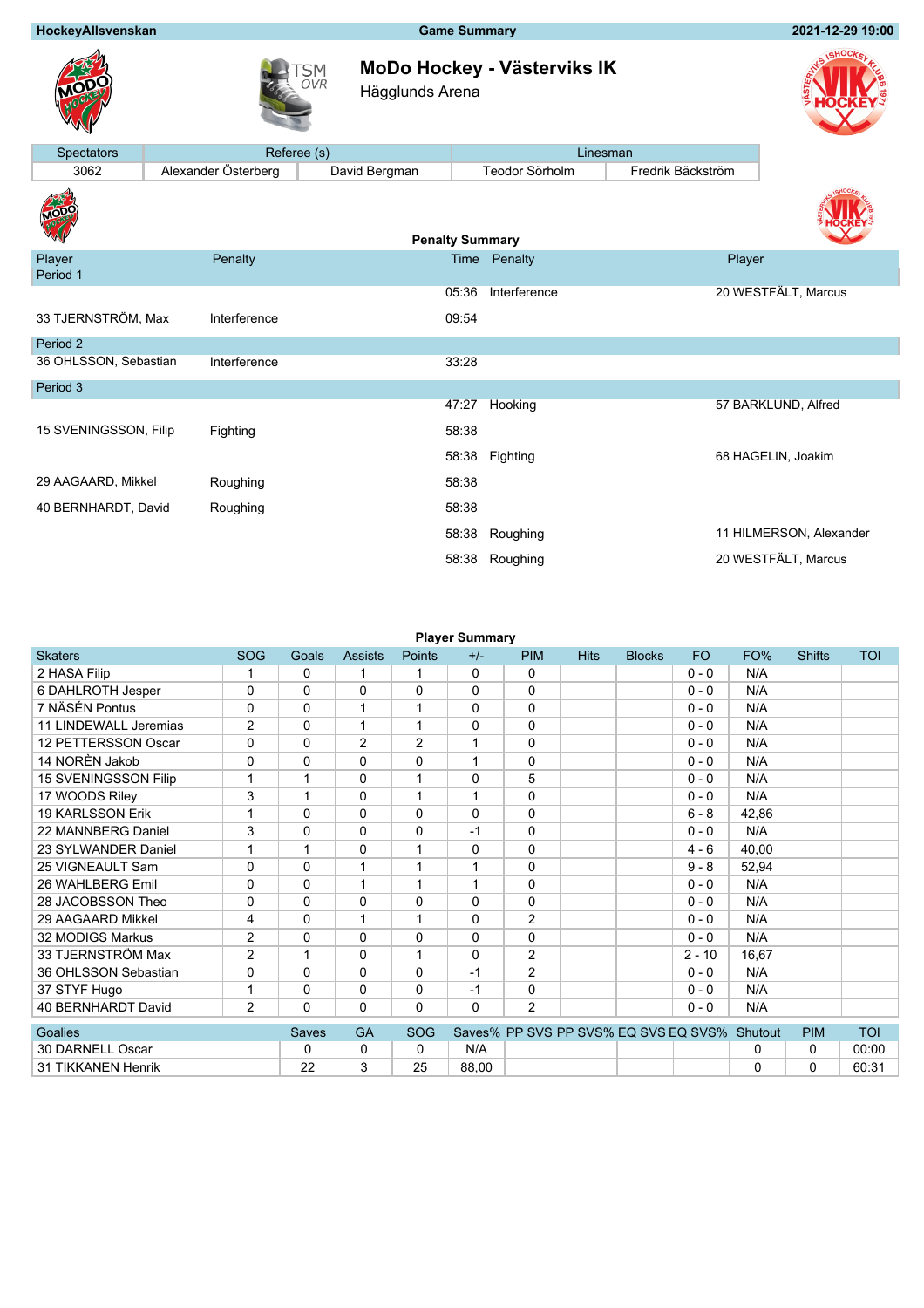HockeyAllsvenskan | Game Summary | 2021-12-29 19:00

# MoDo Hockey - Västerviks IK

Hägglunds Arena

| Spectators | Referee (s) | | Linesman | |
|---|---|---|---|---|
| 3062 | Alexander Österberg | David Bergman | Teodor Sörholm | Fredrik Bäckström |

## Penalty Summary

| Player | Penalty | Time | Penalty | Player |
|---|---|---|---|---|
| **Period 1** | | | | |
| | | 05:36 | Interference | 20 WESTFÄLT, Marcus |
| 33 TJERNSTRÖM, Max | Interference | 09:54 | | |
| **Period 2** | | | | |
| 36 OHLSSON, Sebastian | Interference | 33:28 | | |
| **Period 3** | | | | |
| | | 47:27 | Hooking | 57 BARKLUND, Alfred |
| 15 SVENINGSSON, Filip | Fighting | 58:38 | | |
| | | 58:38 | Fighting | 68 HAGELIN, Joakim |
| 29 AAGAARD, Mikkel | Roughing | 58:38 | | |
| 40 BERNHARDT, David | Roughing | 58:38 | | |
| | | 58:38 | Roughing | 11 HILMERSON, Alexander |
| | | 58:38 | Roughing | 20 WESTFÄLT, Marcus |

## Player Summary

| Skaters | SOG | Goals | Assists | Points | +/- | PIM | Hits | Blocks | FO | FO% | Shifts | TOI |
|---|---|---|---|---|---|---|---|---|---|---|---|---|
| 2 HASA Filip | 1 | 0 | 1 | 1 | 0 | 0 | | | 0 - 0 | N/A | | |
| 6 DAHLROTH Jesper | 0 | 0 | 0 | 0 | 0 | 0 | | | 0 - 0 | N/A | | |
| 7 NÄSÉN Pontus | 0 | 0 | 1 | 1 | 0 | 0 | | | 0 - 0 | N/A | | |
| 11 LINDEWALL Jeremias | 2 | 0 | 1 | 1 | 0 | 0 | | | 0 - 0 | N/A | | |
| 12 PETTERSSON Oscar | 0 | 0 | 2 | 2 | 1 | 0 | | | 0 - 0 | N/A | | |
| 14 NORÈN Jakob | 0 | 0 | 0 | 0 | 1 | 0 | | | 0 - 0 | N/A | | |
| 15 SVENINGSSON Filip | 1 | 1 | 0 | 1 | 0 | 5 | | | 0 - 0 | N/A | | |
| 17 WOODS Riley | 3 | 1 | 0 | 1 | 1 | 0 | | | 0 - 0 | N/A | | |
| 19 KARLSSON Erik | 1 | 0 | 0 | 0 | 0 | 0 | | | 6 - 8 | 42,86 | | |
| 22 MANNBERG Daniel | 3 | 0 | 0 | 0 | -1 | 0 | | | 0 - 0 | N/A | | |
| 23 SYLWANDER Daniel | 1 | 1 | 0 | 1 | 0 | 0 | | | 4 - 6 | 40,00 | | |
| 25 VIGNEAULT Sam | 0 | 0 | 1 | 1 | 1 | 0 | | | 9 - 8 | 52,94 | | |
| 26 WAHLBERG Emil | 0 | 0 | 1 | 1 | 1 | 0 | | | 0 - 0 | N/A | | |
| 28 JACOBSSON Theo | 0 | 0 | 0 | 0 | 0 | 0 | | | 0 - 0 | N/A | | |
| 29 AAGAARD Mikkel | 4 | 0 | 1 | 1 | 0 | 2 | | | 0 - 0 | N/A | | |
| 32 MODIGS Markus | 2 | 0 | 0 | 0 | 0 | 0 | | | 0 - 0 | N/A | | |
| 33 TJERNSTRÖM Max | 2 | 1 | 0 | 1 | 0 | 2 | | | 2 - 10 | 16,67 | | |
| 36 OHLSSON Sebastian | 0 | 0 | 0 | 0 | -1 | 2 | | | 0 - 0 | N/A | | |
| 37 STYF Hugo | 1 | 0 | 0 | 0 | -1 | 0 | | | 0 - 0 | N/A | | |
| 40 BERNHARDT David | 2 | 0 | 0 | 0 | 0 | 2 | | | 0 - 0 | N/A | | |

| Goalies | Saves | GA | SOG | Saves% | PP SVS | PP SVS% | EQ SVS | EQ SVS% | Shutout | PIM | TOI |
|---|---|---|---|---|---|---|---|---|---|---|---|
| 30 DARNELL Oscar | 0 | 0 | 0 | N/A | | | | | 0 | 0 | 00:00 |
| 31 TIKKANEN Henrik | 22 | 3 | 25 | 88,00 | | | | | 0 | 0 | 60:31 |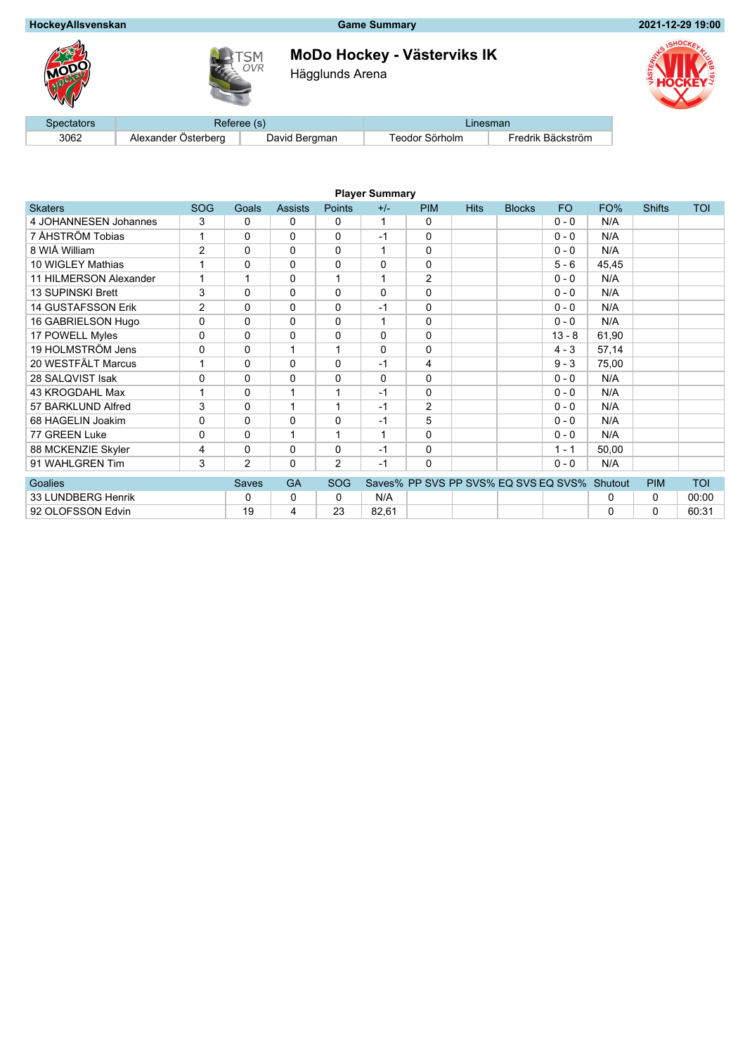HockeyAllsvenskan | Game Summary | 2021-12-29 19:00

# MoDo Hockey - Västerviks IK

Hägglunds Arena

| Spectators | Referee (s) | | Linesman | |
|---|---|---|---|---|
| 3062 | Alexander Österberg | David Bergman | Teodor Sörholm | Fredrik Bäckström |

## Player Summary

| Skaters | SOG | Goals | Assists | Points | +/- | PIM | Hits | Blocks | FO | FO% | Shifts | TOI |
|---|---|---|---|---|---|---|---|---|---|---|---|---|
| 4 JOHANNESEN Johannes | 3 | 0 | 0 | 0 | 1 | 0 | | | 0 - 0 | N/A | | |
| 7 ÅHSTRÖM Tobias | 1 | 0 | 0 | 0 | -1 | 0 | | | 0 - 0 | N/A | | |
| 8 WIÅ William | 2 | 0 | 0 | 0 | 1 | 0 | | | 0 - 0 | N/A | | |
| 10 WIGLEY Mathias | 1 | 0 | 0 | 0 | 0 | 0 | | | 5 - 6 | 45,45 | | |
| 11 HILMERSON Alexander | 1 | 1 | 0 | 1 | 1 | 2 | | | 0 - 0 | N/A | | |
| 13 SUPINSKI Brett | 3 | 0 | 0 | 0 | 0 | 0 | | | 0 - 0 | N/A | | |
| 14 GUSTAFSSON Erik | 2 | 0 | 0 | 0 | -1 | 0 | | | 0 - 0 | N/A | | |
| 16 GABRIELSON Hugo | 0 | 0 | 0 | 0 | 1 | 0 | | | 0 - 0 | N/A | | |
| 17 POWELL Myles | 0 | 0 | 0 | 0 | 0 | 0 | | | 13 - 8 | 61,90 | | |
| 19 HOLMSTRÖM Jens | 0 | 0 | 1 | 1 | 0 | 0 | | | 4 - 3 | 57,14 | | |
| 20 WESTFÄLT Marcus | 1 | 0 | 0 | 0 | -1 | 4 | | | 9 - 3 | 75,00 | | |
| 28 SALQVIST Isak | 0 | 0 | 0 | 0 | 0 | 0 | | | 0 - 0 | N/A | | |
| 43 KROGDAHL Max | 1 | 0 | 1 | 1 | -1 | 0 | | | 0 - 0 | N/A | | |
| 57 BARKLUND Alfred | 3 | 0 | 1 | 1 | -1 | 2 | | | 0 - 0 | N/A | | |
| 68 HAGELIN Joakim | 0 | 0 | 0 | 0 | -1 | 5 | | | 0 - 0 | N/A | | |
| 77 GREEN Luke | 0 | 0 | 1 | 1 | 1 | 0 | | | 0 - 0 | N/A | | |
| 88 MCKENZIE Skyler | 4 | 0 | 0 | 0 | -1 | 0 | | | 1 - 1 | 50,00 | | |
| 91 WAHLGREN Tim | 3 | 2 | 0 | 2 | -1 | 0 | | | 0 - 0 | N/A | | |

| Goalies | Saves | GA | SOG | Saves% | PP SVS | PP SVS% | EQ SVS | EQ SVS% | Shutout | PIM | TOI |
|---|---|---|---|---|---|---|---|---|---|---|---|
| 33 LUNDBERG Henrik | 0 | 0 | 0 | N/A | | | | | 0 | 0 | 00:00 |
| 92 OLOFSSON Edvin | 19 | 4 | 23 | 82,61 | | | | | 0 | 0 | 60:31 |